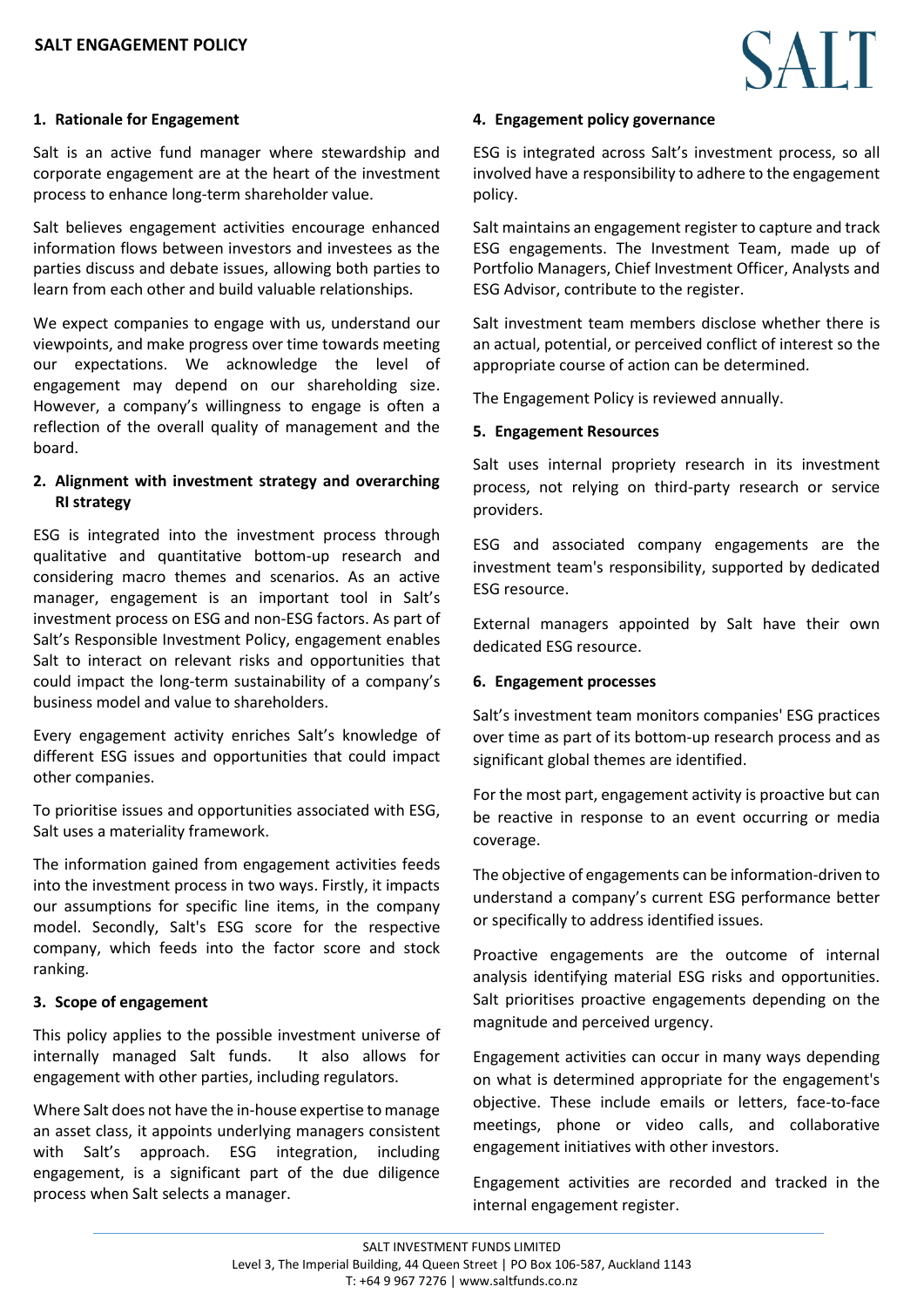# SALT ENGAGEMENT POLICY

## 1. Rationale for Engagement

Salt is an active fund manager where stewardship and corporate engagement are at the heart of the investment process to enhance long-term shareholder value.

Salt believes engagement activities encourage enhanced information flows between investors and investees as the parties discuss and debate issues, allowing both parties to learn from each other and build valuable relationships.

We expect companies to engage with us, understand our viewpoints, and make progress over time towards meeting our expectations. We acknowledge the level of engagement may depend on our shareholding size. However, a company's willingness to engage is often a reflection of the overall quality of management and the board.

## 2. Alignment with investment strategy and overarching RI strategy

ESG is integrated into the investment process through qualitative and quantitative bottom-up research and considering macro themes and scenarios. As an active manager, engagement is an important tool in Salt's investment process on ESG and non-ESG factors. As part of Salt's Responsible Investment Policy, engagement enables Salt to interact on relevant risks and opportunities that could impact the long-term sustainability of a company's business model and value to shareholders.

Every engagement activity enriches Salt's knowledge of different ESG issues and opportunities that could impact other companies.

To prioritise issues and opportunities associated with ESG, Salt uses a materiality framework.

The information gained from engagement activities feeds into the investment process in two ways. Firstly, it impacts our assumptions for specific line items, in the company model. Secondly, Salt's ESG score for the respective company, which feeds into the factor score and stock ranking.

## 3. Scope of engagement

This policy applies to the possible investment universe of internally managed Salt funds. It also allows for engagement with other parties, including regulators.

Where Salt does not have the in-house expertise to manage an asset class, it appoints underlying managers consistent with Salt's approach. ESG integration, including engagement, is a significant part of the due diligence process when Salt selects a manager.

## 4. Engagement policy governance

ESG is integrated across Salt's investment process, so all involved have a responsibility to adhere to the engagement policy.

Salt maintains an engagement register to capture and track ESG engagements. The Investment Team, made up of Portfolio Managers, Chief Investment Officer, Analysts and ESG Advisor, contribute to the register.

Salt investment team members disclose whether there is an actual, potential, or perceived conflict of interest so the appropriate course of action can be determined.

The Engagement Policy is reviewed annually.

## 5. Engagement Resources

Salt uses internal propriety research in its investment process, not relying on third-party research or service providers.

ESG and associated company engagements are the investment team's responsibility, supported by dedicated ESG resource.

External managers appointed by Salt have their own dedicated ESG resource.

## 6. Engagement processes

Salt's investment team monitors companies' ESG practices over time as part of its bottom-up research process and as significant global themes are identified.

For the most part, engagement activity is proactive but can be reactive in response to an event occurring or media coverage.

The objective of engagements can be information-driven to understand a company's current ESG performance better or specifically to address identified issues.

Proactive engagements are the outcome of internal analysis identifying material ESG risks and opportunities. Salt prioritises proactive engagements depending on the magnitude and perceived urgency.

Engagement activities can occur in many ways depending on what is determined appropriate for the engagement's objective. These include emails or letters, face-to-face meetings, phone or video calls, and collaborative engagement initiatives with other investors.

Engagement activities are recorded and tracked in the internal engagement register.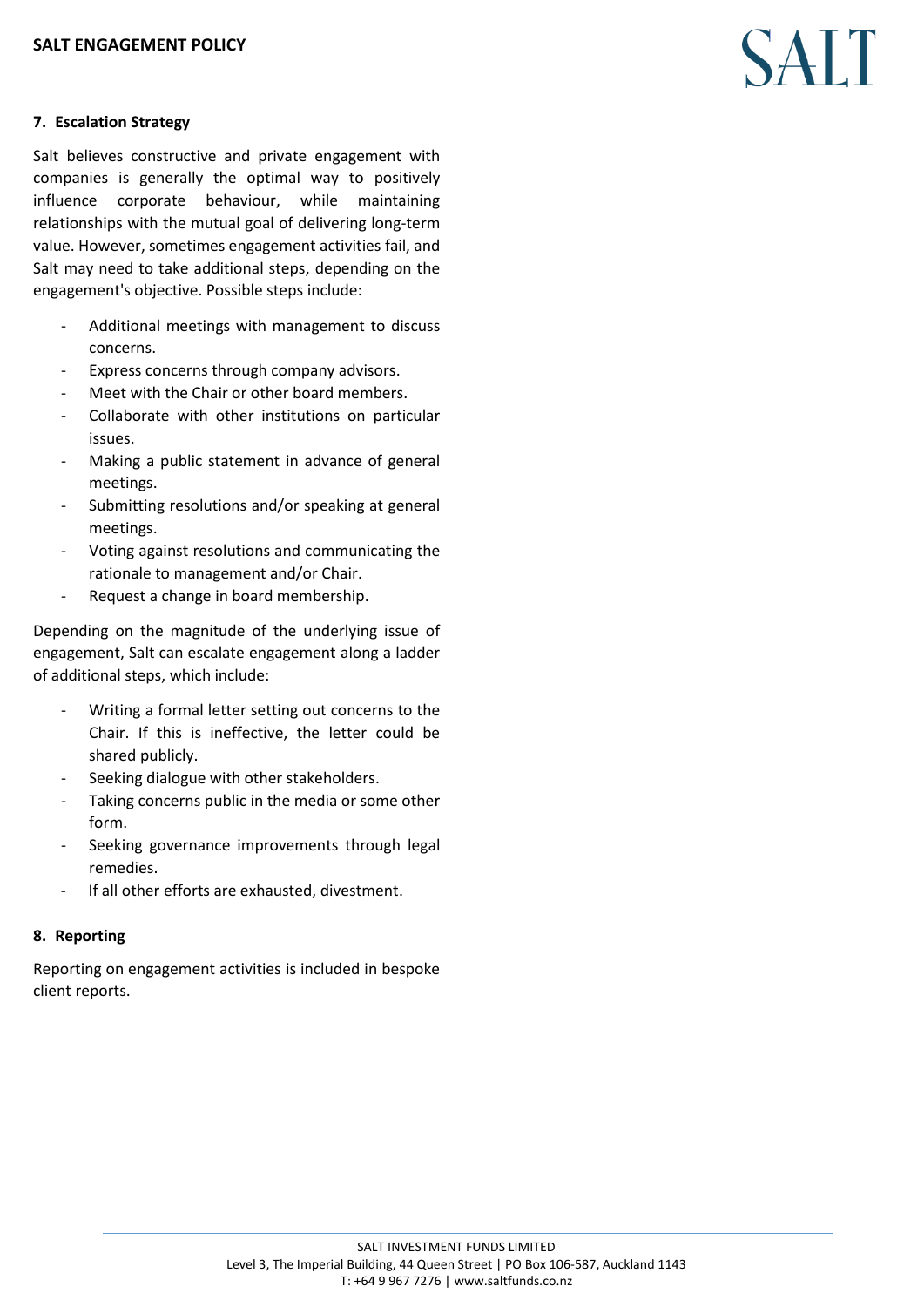## 7. Escalation Strategy

Salt believes constructive and private engagement with companies is generally the optimal way to positively influence corporate behaviour, while maintaining relationships with the mutual goal of delivering long-term value. However, sometimes engagement activities fail, and Salt may need to take additional steps, depending on the engagement's objective. Possible steps include:

- Additional meetings with management to discuss concerns.
- Express concerns through company advisors.
- Meet with the Chair or other board members.
- Collaborate with other institutions on particular issues.
- Making a public statement in advance of general meetings.
- Submitting resolutions and/or speaking at general meetings.
- Voting against resolutions and communicating the rationale to management and/or Chair.
- Request a change in board membership.

Depending on the magnitude of the underlying issue of engagement, Salt can escalate engagement along a ladder of additional steps, which include:

- Writing a formal letter setting out concerns to the Chair. If this is ineffective, the letter could be shared publicly.
- Seeking dialogue with other stakeholders.
- Taking concerns public in the media or some other form.
- Seeking governance improvements through legal remedies.
- If all other efforts are exhausted, divestment.

## 8. Reporting

Reporting on engagement activities is included in bespoke client reports.